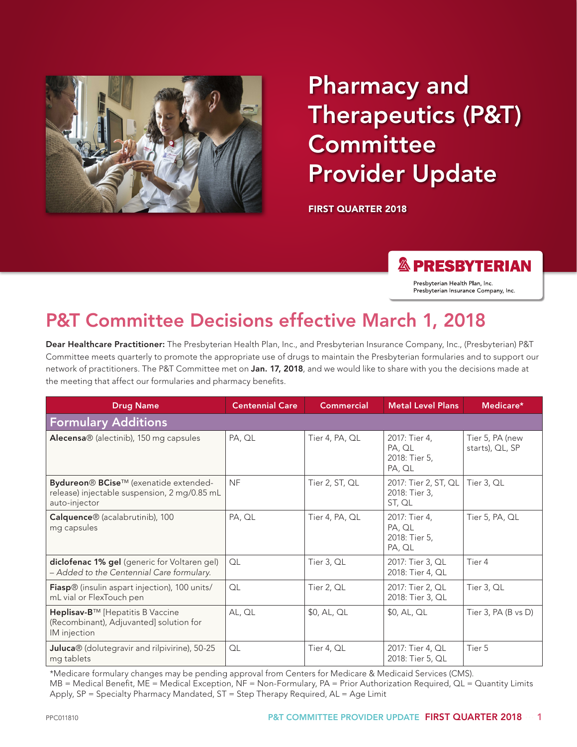# Pharmacy and Therapeutics (P&T) Committee Provider Update

**FIRST QUARTER 2018**

PRESBYTERIAN

Presbyterian Health Plan, Inc.
Presbyterian Insurance Company, Inc.

## P&T Committee Decisions effective March 1, 2018

**Dear Healthcare Practitioner:** The Presbyterian Health Plan, Inc., and Presbyterian Insurance Company, Inc., (Presbyterian) P&T Committee meets quarterly to promote the appropriate use of drugs to maintain the Presbyterian formularies and to support our network of practitioners. The P&T Committee met on **Jan. 17, 2018**, and we would like to share with you the decisions made at the meeting that affect our formularies and pharmacy benefits.

| Drug Name | Centennial Care | Commercial | Metal Level Plans | Medicare* |
|---|---|---|---|---|
| **Formulary Additions** | | | | |
| **Alecensa**® (alectinib), 150 mg capsules | PA, QL | Tier 4, PA, QL | 2017: Tier 4, PA, QL 2018: Tier 5, PA, QL | Tier 5, PA (new starts), QL, SP |
| **Bydureon**® **BCise**™ (exenatide extended-release) injectable suspension, 2 mg/0.85 mL auto-injector | NF | Tier 2, ST, QL | 2017: Tier 2, ST, QL 2018: Tier 3, ST, QL | Tier 3, QL |
| **Calquence**® (acalabrutinib), 100 mg capsules | PA, QL | Tier 4, PA, QL | 2017: Tier 4, PA, QL 2018: Tier 5, PA, QL | Tier 5, PA, QL |
| **diclofenac 1% gel** (generic for Voltaren gel) – *Added to the Centennial Care formulary.* | QL | Tier 3, QL | 2017: Tier 3, QL 2018: Tier 4, QL | Tier 4 |
| **Fiasp**® (insulin aspart injection), 100 units/mL vial or FlexTouch pen | QL | Tier 2, QL | 2017: Tier 2, QL 2018: Tier 3, QL | Tier 3, QL |
| **Heplisav-B**™ [Hepatitis B Vaccine (Recombinant), Adjuvanted] solution for IM injection | AL, QL | $0, AL, QL | $0, AL, QL | Tier 3, PA (B vs D) |
| **Juluca**® (dolutegravir and rilpivirine), 50-25 mg tablets | QL | Tier 4, QL | 2017: Tier 4, QL 2018: Tier 5, QL | Tier 5 |

*Medicare formulary changes may be pending approval from Centers for Medicare & Medicaid Services (CMS).
MB = Medical Benefit, ME = Medical Exception, NF = Non-Formulary, PA = Prior Authorization Required, QL = Quantity Limits Apply, SP = Specialty Pharmacy Mandated, ST = Step Therapy Required, AL = Age Limit

PPC011810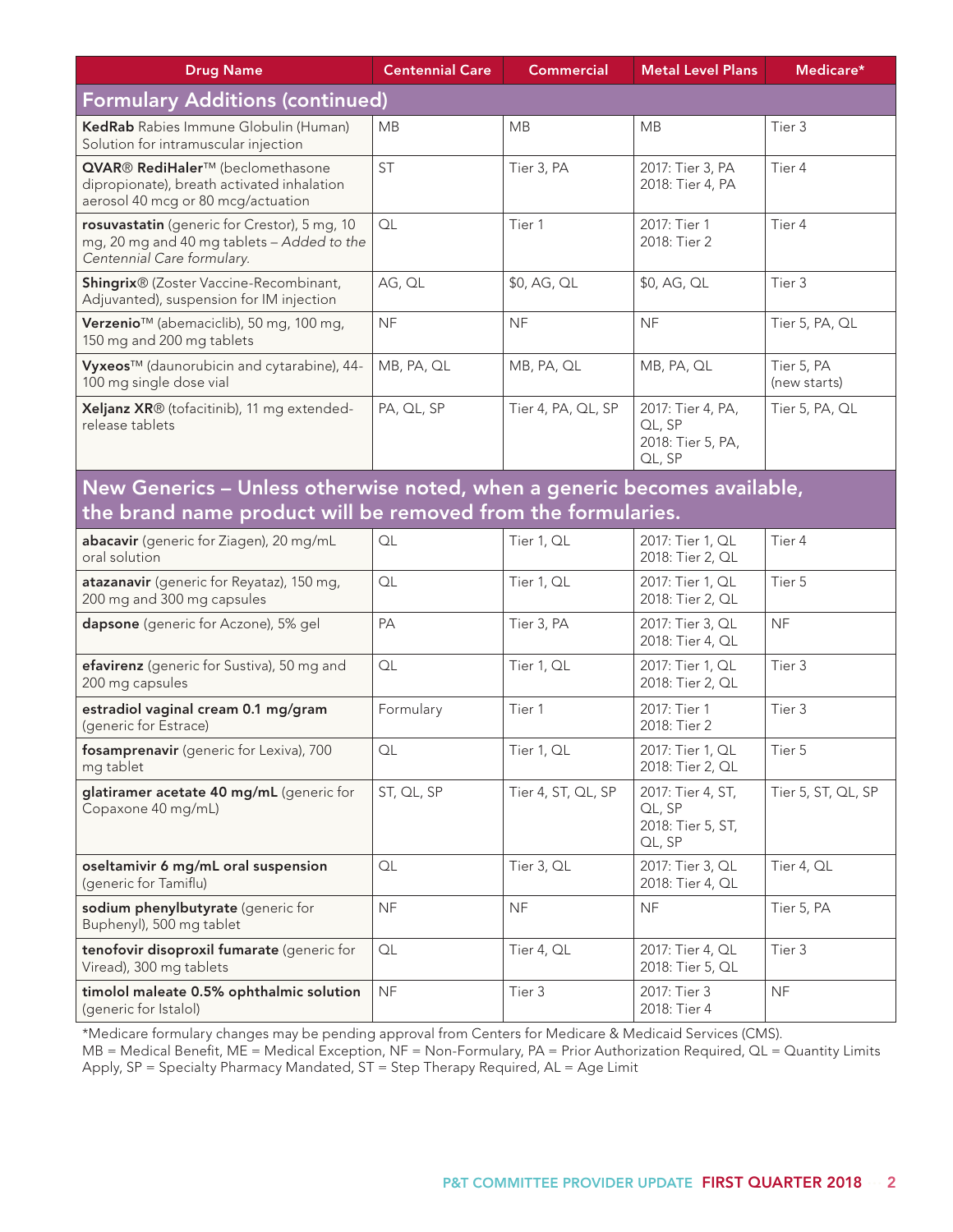| Drug Name | Centennial Care | Commercial | Metal Level Plans | Medicare* |
|---|---|---|---|---|
| **Formulary Additions (continued)** | | | | |
| **KedRab** Rabies Immune Globulin (Human) Solution for intramuscular injection | MB | MB | MB | Tier 3 |
| **QVAR® RediHaler™** (beclomethasone dipropionate), breath activated inhalation aerosol 40 mcg or 80 mcg/actuation | ST | Tier 3, PA | 2017: Tier 3, PA 2018: Tier 4, PA | Tier 4 |
| **rosuvastatin** (generic for Crestor), 5 mg, 10 mg, 20 mg and 40 mg tablets – *Added to the Centennial Care formulary.* | QL | Tier 1 | 2017: Tier 1 2018: Tier 2 | Tier 4 |
| **Shingrix®** (Zoster Vaccine-Recombinant, Adjuvanted), suspension for IM injection | AG, QL | $0, AG, QL | $0, AG, QL | Tier 3 |
| **Verzenio™** (abemaciclib), 50 mg, 100 mg, 150 mg and 200 mg tablets | NF | NF | NF | Tier 5, PA, QL |
| **Vyxeos™** (daunorubicin and cytarabine), 44-100 mg single dose vial | MB, PA, QL | MB, PA, QL | MB, PA, QL | Tier 5, PA (new starts) |
| **Xeljanz XR®** (tofacitinib), 11 mg extended-release tablets | PA, QL, SP | Tier 4, PA, QL, SP | 2017: Tier 4, PA, QL, SP 2018: Tier 5, PA, QL, SP | Tier 5, PA, QL |
| **New Generics – Unless otherwise noted, when a generic becomes available, the brand name product will be removed from the formularies.** | | | | |
| **abacavir** (generic for Ziagen), 20 mg/mL oral solution | QL | Tier 1, QL | 2017: Tier 1, QL 2018: Tier 2, QL | Tier 4 |
| **atazanavir** (generic for Reyataz), 150 mg, 200 mg and 300 mg capsules | QL | Tier 1, QL | 2017: Tier 1, QL 2018: Tier 2, QL | Tier 5 |
| **dapsone** (generic for Aczone), 5% gel | PA | Tier 3, PA | 2017: Tier 3, QL 2018: Tier 4, QL | NF |
| **efavirenz** (generic for Sustiva), 50 mg and 200 mg capsules | QL | Tier 1, QL | 2017: Tier 1, QL 2018: Tier 2, QL | Tier 3 |
| **estradiol vaginal cream 0.1 mg/gram** (generic for Estrace) | Formulary | Tier 1 | 2017: Tier 1 2018: Tier 2 | Tier 3 |
| **fosamprenavir** (generic for Lexiva), 700 mg tablet | QL | Tier 1, QL | 2017: Tier 1, QL 2018: Tier 2, QL | Tier 5 |
| **glatiramer acetate 40 mg/mL** (generic for Copaxone 40 mg/mL) | ST, QL, SP | Tier 4, ST, QL, SP | 2017: Tier 4, ST, QL, SP 2018: Tier 5, ST, QL, SP | Tier 5, ST, QL, SP |
| **oseltamivir 6 mg/mL oral suspension** (generic for Tamiflu) | QL | Tier 3, QL | 2017: Tier 3, QL 2018: Tier 4, QL | Tier 4, QL |
| **sodium phenylbutyrate** (generic for Buphenyl), 500 mg tablet | NF | NF | NF | Tier 5, PA |
| **tenofovir disoproxil fumarate** (generic for Viread), 300 mg tablets | QL | Tier 4, QL | 2017: Tier 4, QL 2018: Tier 5, QL | Tier 3 |
| **timolol maleate 0.5% ophthalmic solution** (generic for Istalol) | NF | Tier 3 | 2017: Tier 3 2018: Tier 4 | NF |

*Medicare formulary changes may be pending approval from Centers for Medicare & Medicaid Services (CMS).
MB = Medical Benefit, ME = Medical Exception, NF = Non-Formulary, PA = Prior Authorization Required, QL = Quantity Limits Apply, SP = Specialty Pharmacy Mandated, ST = Step Therapy Required, AL = Age Limit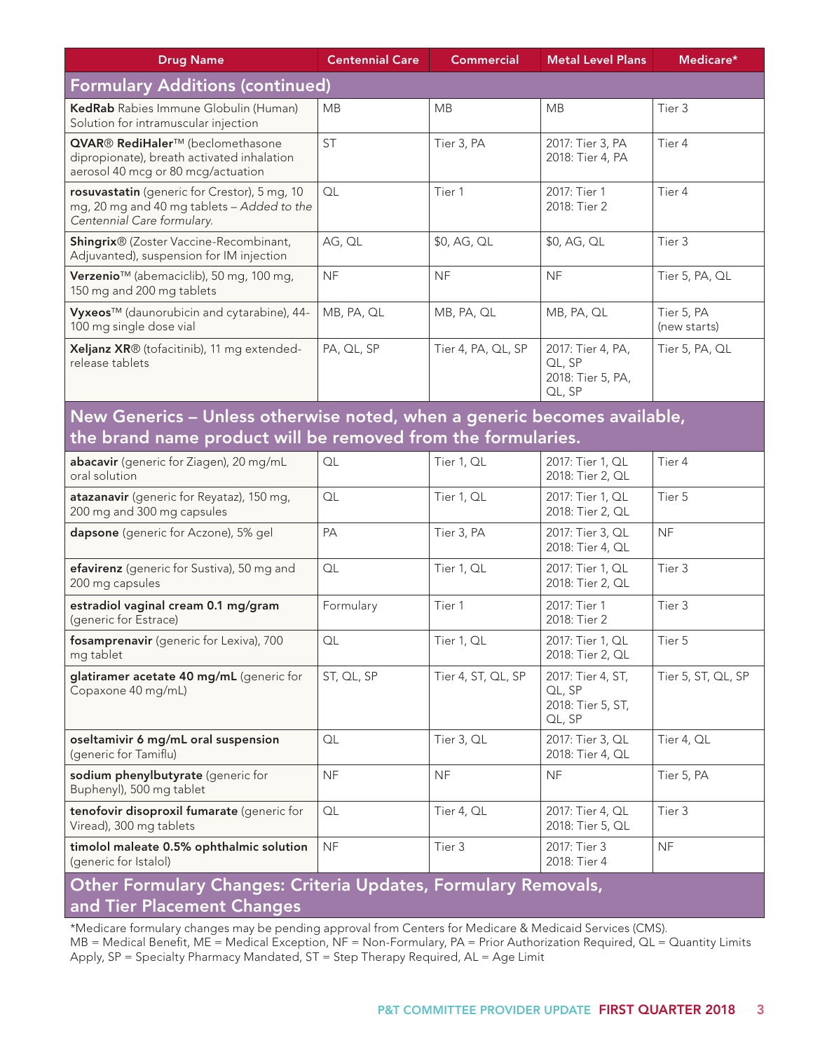| Drug Name | Centennial Care | Commercial | Metal Level Plans | Medicare* |
|---|---|---|---|---|
| **Formulary Additions (continued)** | | | | |
| **KedRab** Rabies Immune Globulin (Human) Solution for intramuscular injection | MB | MB | MB | Tier 3 |
| **QVAR® RediHaler™** (beclomethasone dipropionate), breath activated inhalation aerosol 40 mcg or 80 mcg/actuation | ST | Tier 3, PA | 2017: Tier 3, PA<br>2018: Tier 4, PA | Tier 4 |
| **rosuvastatin** (generic for Crestor), 5 mg, 10 mg, 20 mg and 40 mg tablets – *Added to the Centennial Care formulary.* | QL | Tier 1 | 2017: Tier 1<br>2018: Tier 2 | Tier 4 |
| **Shingrix®** (Zoster Vaccine-Recombinant, Adjuvanted), suspension for IM injection | AG, QL | $0, AG, QL | $0, AG, QL | Tier 3 |
| **Verzenio™** (abemaciclib), 50 mg, 100 mg, 150 mg and 200 mg tablets | NF | NF | NF | Tier 5, PA, QL |
| **Vyxeos™** (daunorubicin and cytarabine), 44-100 mg single dose vial | MB, PA, QL | MB, PA, QL | MB, PA, QL | Tier 5, PA (new starts) |
| **Xeljanz XR®** (tofacitinib), 11 mg extended-release tablets | PA, QL, SP | Tier 4, PA, QL, SP | 2017: Tier 4, PA, QL, SP<br>2018: Tier 5, PA, QL, SP | Tier 5, PA, QL |
| **New Generics – Unless otherwise noted, when a generic becomes available, the brand name product will be removed from the formularies.** | | | | |
| **abacavir** (generic for Ziagen), 20 mg/mL oral solution | QL | Tier 1, QL | 2017: Tier 1, QL<br>2018: Tier 2, QL | Tier 4 |
| **atazanavir** (generic for Reyataz), 150 mg, 200 mg and 300 mg capsules | QL | Tier 1, QL | 2017: Tier 1, QL<br>2018: Tier 2, QL | Tier 5 |
| **dapsone** (generic for Aczone), 5% gel | PA | Tier 3, PA | 2017: Tier 3, QL<br>2018: Tier 4, QL | NF |
| **efavirenz** (generic for Sustiva), 50 mg and 200 mg capsules | QL | Tier 1, QL | 2017: Tier 1, QL<br>2018: Tier 2, QL | Tier 3 |
| **estradiol vaginal cream 0.1 mg/gram** (generic for Estrace) | Formulary | Tier 1 | 2017: Tier 1<br>2018: Tier 2 | Tier 3 |
| **fosamprenavir** (generic for Lexiva), 700 mg tablet | QL | Tier 1, QL | 2017: Tier 1, QL<br>2018: Tier 2, QL | Tier 5 |
| **glatiramer acetate 40 mg/mL** (generic for Copaxone 40 mg/mL) | ST, QL, SP | Tier 4, ST, QL, SP | 2017: Tier 4, ST, QL, SP<br>2018: Tier 5, ST, QL, SP | Tier 5, ST, QL, SP |
| **oseltamivir 6 mg/mL oral suspension** (generic for Tamiflu) | QL | Tier 3, QL | 2017: Tier 3, QL<br>2018: Tier 4, QL | Tier 4, QL |
| **sodium phenylbutyrate** (generic for Buphenyl), 500 mg tablet | NF | NF | NF | Tier 5, PA |
| **tenofovir disoproxil fumarate** (generic for Viread), 300 mg tablets | QL | Tier 4, QL | 2017: Tier 4, QL<br>2018: Tier 5, QL | Tier 3 |
| **timolol maleate 0.5% ophthalmic solution** (generic for Istalol) | NF | Tier 3 | 2017: Tier 3<br>2018: Tier 4 | NF |
| **Other Formulary Changes: Criteria Updates, Formulary Removals, and Tier Placement Changes** | | | | |

*Medicare formulary changes may be pending approval from Centers for Medicare & Medicaid Services (CMS).
MB = Medical Benefit, ME = Medical Exception, NF = Non-Formulary, PA = Prior Authorization Required, QL = Quantity Limits Apply, SP = Specialty Pharmacy Mandated, ST = Step Therapy Required, AL = Age Limit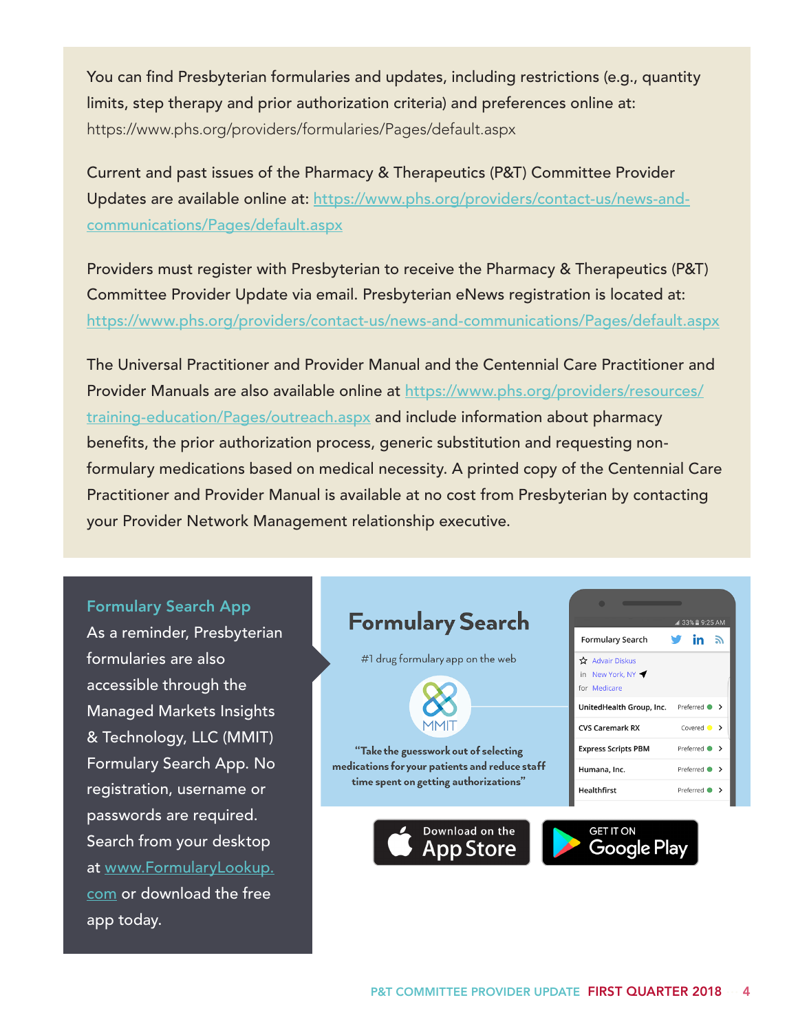You can find Presbyterian formularies and updates, including restrictions (e.g., quantity limits, step therapy and prior authorization criteria) and preferences online at: https://www.phs.org/providers/formularies/Pages/default.aspx

Current and past issues of the Pharmacy & Therapeutics (P&T) Committee Provider Updates are available online at: https://www.phs.org/providers/contact-us/news-and-communications/Pages/default.aspx

Providers must register with Presbyterian to receive the Pharmacy & Therapeutics (P&T) Committee Provider Update via email. Presbyterian eNews registration is located at: https://www.phs.org/providers/contact-us/news-and-communications/Pages/default.aspx

The Universal Practitioner and Provider Manual and the Centennial Care Practitioner and Provider Manuals are also available online at https://www.phs.org/providers/resources/training-education/Pages/outreach.aspx and include information about pharmacy benefits, the prior authorization process, generic substitution and requesting non-formulary medications based on medical necessity. A printed copy of the Centennial Care Practitioner and Provider Manual is available at no cost from Presbyterian by contacting your Provider Network Management relationship executive.

## Formulary Search App

As a reminder, Presbyterian formularies are also accessible through the Managed Markets Insights & Technology, LLC (MMIT) Formulary Search App. No registration, username or passwords are required. Search from your desktop at www.FormularyLookup.com or download the free app today.

**Formulary Search**

#1 drug formulary app on the web

MMIT

"Take the guesswork out of selecting medications for your patients and reduce staff time spent on getting authorizations"

Download on the App Store

GET IT ON Google Play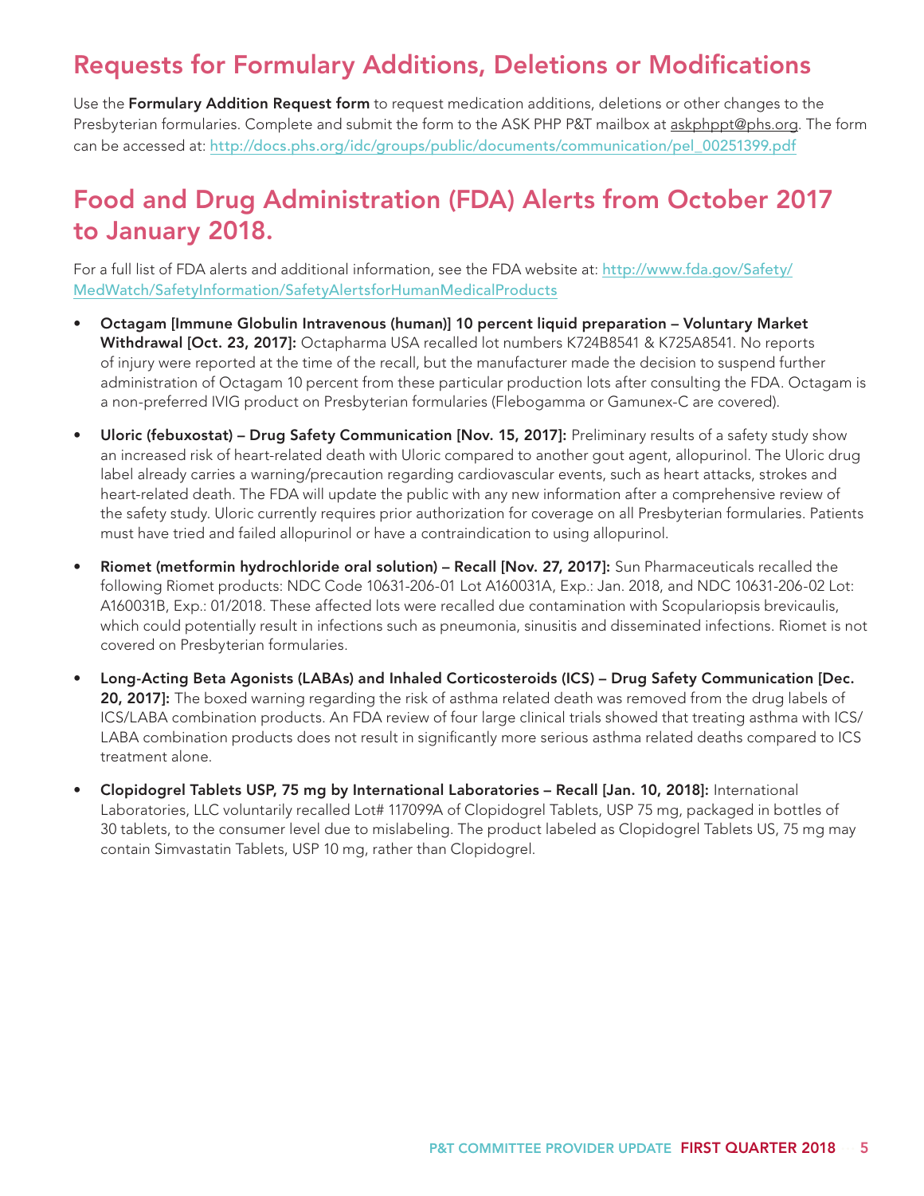## Requests for Formulary Additions, Deletions or Modifications

Use the **Formulary Addition Request form** to request medication additions, deletions or other changes to the Presbyterian formularies. Complete and submit the form to the ASK PHP P&T mailbox at askphppt@phs.org. The form can be accessed at: http://docs.phs.org/idc/groups/public/documents/communication/pel_00251399.pdf

## Food and Drug Administration (FDA) Alerts from October 2017 to January 2018.

For a full list of FDA alerts and additional information, see the FDA website at: http://www.fda.gov/Safety/MedWatch/SafetyInformation/SafetyAlertsforHumanMedicalProducts

- **Octagam [Immune Globulin Intravenous (human)] 10 percent liquid preparation – Voluntary Market Withdrawal [Oct. 23, 2017]:** Octapharma USA recalled lot numbers K724B8541 & K725A8541. No reports of injury were reported at the time of the recall, but the manufacturer made the decision to suspend further administration of Octagam 10 percent from these particular production lots after consulting the FDA. Octagam is a non-preferred IVIG product on Presbyterian formularies (Flebogamma or Gamunex-C are covered).
- **Uloric (febuxostat) – Drug Safety Communication [Nov. 15, 2017]:** Preliminary results of a safety study show an increased risk of heart-related death with Uloric compared to another gout agent, allopurinol. The Uloric drug label already carries a warning/precaution regarding cardiovascular events, such as heart attacks, strokes and heart-related death. The FDA will update the public with any new information after a comprehensive review of the safety study. Uloric currently requires prior authorization for coverage on all Presbyterian formularies. Patients must have tried and failed allopurinol or have a contraindication to using allopurinol.
- **Riomet (metformin hydrochloride oral solution) – Recall [Nov. 27, 2017]:** Sun Pharmaceuticals recalled the following Riomet products: NDC Code 10631-206-01 Lot A160031A, Exp.: Jan. 2018, and NDC 10631-206-02 Lot: A160031B, Exp.: 01/2018. These affected lots were recalled due contamination with Scopulariopsis brevicaulis, which could potentially result in infections such as pneumonia, sinusitis and disseminated infections. Riomet is not covered on Presbyterian formularies.
- **Long-Acting Beta Agonists (LABAs) and Inhaled Corticosteroids (ICS) – Drug Safety Communication [Dec. 20, 2017]:** The boxed warning regarding the risk of asthma related death was removed from the drug labels of ICS/LABA combination products. An FDA review of four large clinical trials showed that treating asthma with ICS/LABA combination products does not result in significantly more serious asthma related deaths compared to ICS treatment alone.
- **Clopidogrel Tablets USP, 75 mg by International Laboratories – Recall [Jan. 10, 2018]:** International Laboratories, LLC voluntarily recalled Lot# 117099A of Clopidogrel Tablets, USP 75 mg, packaged in bottles of 30 tablets, to the consumer level due to mislabeling. The product labeled as Clopidogrel Tablets US, 75 mg may contain Simvastatin Tablets, USP 10 mg, rather than Clopidogrel.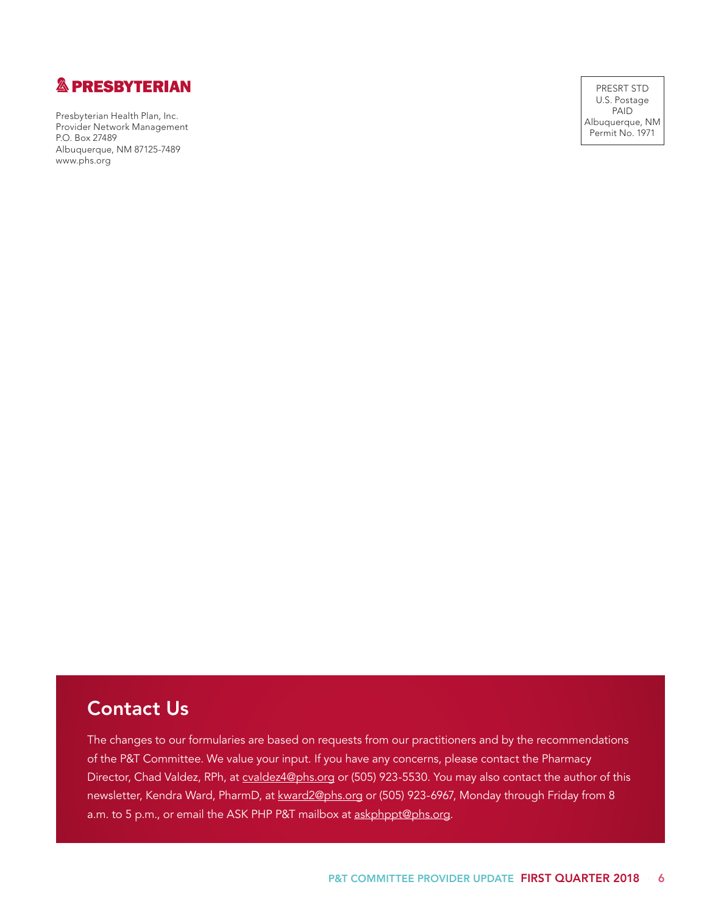**PRESBYTERIAN**

Presbyterian Health Plan, Inc.
Provider Network Management
P.O. Box 27489
Albuquerque, NM 87125-7489
www.phs.org

PRESRT STD
U.S. Postage
PAID
Albuquerque, NM
Permit No. 1971

## Contact Us

The changes to our formularies are based on requests from our practitioners and by the recommendations of the P&T Committee. We value your input. If you have any concerns, please contact the Pharmacy Director, Chad Valdez, RPh, at cvaldez4@phs.org or (505) 923-5530. You may also contact the author of this newsletter, Kendra Ward, PharmD, at kward2@phs.org or (505) 923-6967, Monday through Friday from 8 a.m. to 5 p.m., or email the ASK PHP P&T mailbox at askphppt@phs.org.